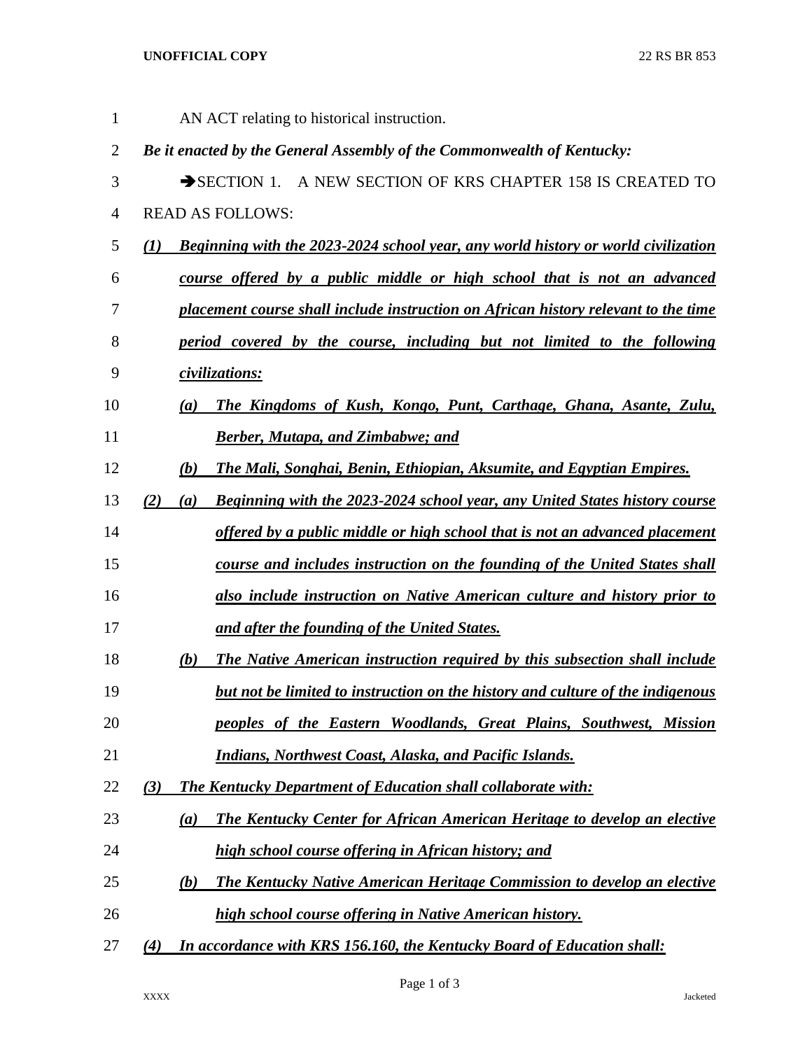AN ACT relating to historical instruction.

***Be it enacted by the General Assembly of the Commonwealth of Kentucky:***

➔SECTION 1. A NEW SECTION OF KRS CHAPTER 158 IS CREATED TO READ AS FOLLOWS:

***(1) Beginning with the 2023-2024 school year, any world history or world civilization course offered by a public middle or high school that is not an advanced placement course shall include instruction on African history relevant to the time period covered by the course, including but not limited to the following civilizations:***

***(a) The Kingdoms of Kush, Kongo, Punt, Carthage, Ghana, Asante, Zulu, Berber, Mutapa, and Zimbabwe; and***

***(b) The Mali, Songhai, Benin, Ethiopian, Aksumite, and Egyptian Empires.***

***(2) (a) Beginning with the 2023-2024 school year, any United States history course offered by a public middle or high school that is not an advanced placement course and includes instruction on the founding of the United States shall also include instruction on Native American culture and history prior to and after the founding of the United States.***

***(b) The Native American instruction required by this subsection shall include but not be limited to instruction on the history and culture of the indigenous peoples of the Eastern Woodlands, Great Plains, Southwest, Mission Indians, Northwest Coast, Alaska, and Pacific Islands.***

***(3) The Kentucky Department of Education shall collaborate with:***

***(a) The Kentucky Center for African American Heritage to develop an elective high school course offering in African history; and***

***(b) The Kentucky Native American Heritage Commission to develop an elective high school course offering in Native American history.***

***(4) In accordance with KRS 156.160, the Kentucky Board of Education shall:***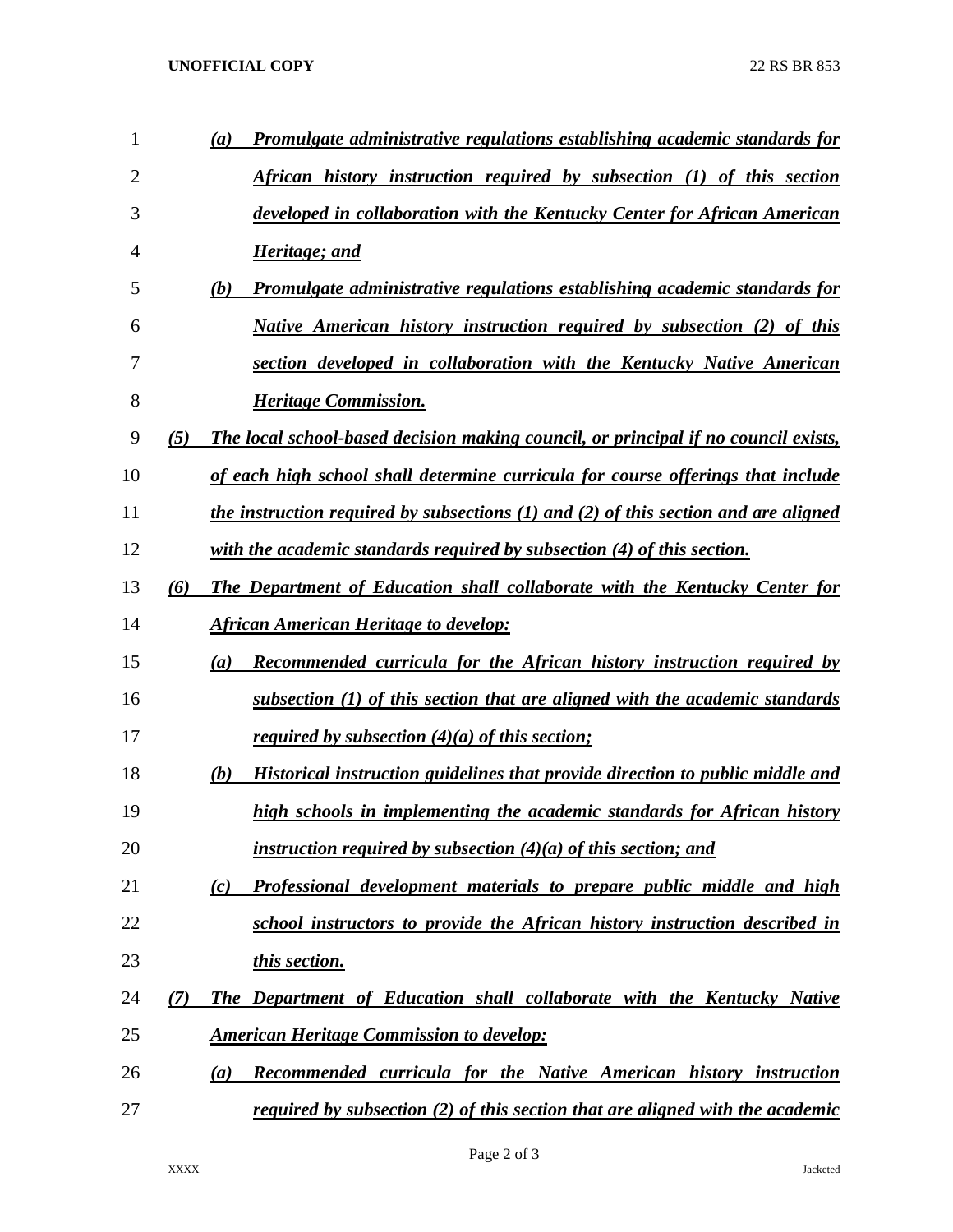(a) *Promulgate administrative regulations establishing academic standards for African history instruction required by subsection (1) of this section developed in collaboration with the Kentucky Center for African American Heritage; and*

(b) *Promulgate administrative regulations establishing academic standards for Native American history instruction required by subsection (2) of this section developed in collaboration with the Kentucky Native American Heritage Commission.*

(5) *The local school-based decision making council, or principal if no council exists, of each high school shall determine curricula for course offerings that include the instruction required by subsections (1) and (2) of this section and are aligned with the academic standards required by subsection (4) of this section.*

(6) *The Department of Education shall collaborate with the Kentucky Center for African American Heritage to develop:*

(a) *Recommended curricula for the African history instruction required by subsection (1) of this section that are aligned with the academic standards required by subsection (4)(a) of this section;*

(b) *Historical instruction guidelines that provide direction to public middle and high schools in implementing the academic standards for African history instruction required by subsection (4)(a) of this section; and*

(c) *Professional development materials to prepare public middle and high school instructors to provide the African history instruction described in this section.*

(7) *The Department of Education shall collaborate with the Kentucky Native American Heritage Commission to develop:*

(a) *Recommended curricula for the Native American history instruction required by subsection (2) of this section that are aligned with the academic*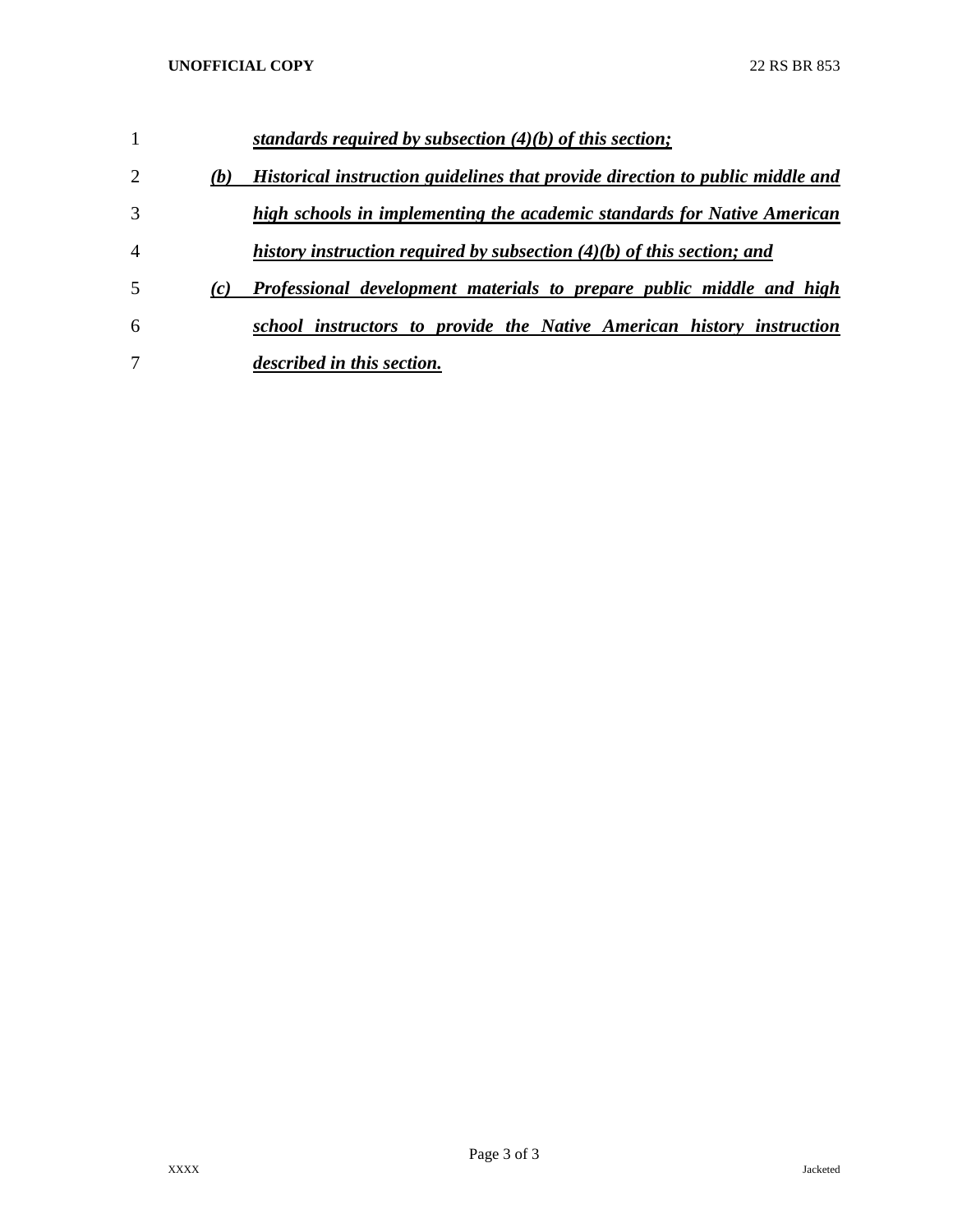***standards required by subsection (4)(b) of this section;***

***(b) Historical instruction guidelines that provide direction to public middle and high schools in implementing the academic standards for Native American history instruction required by subsection (4)(b) of this section; and***

***(c) Professional development materials to prepare public middle and high school instructors to provide the Native American history instruction described in this section.***